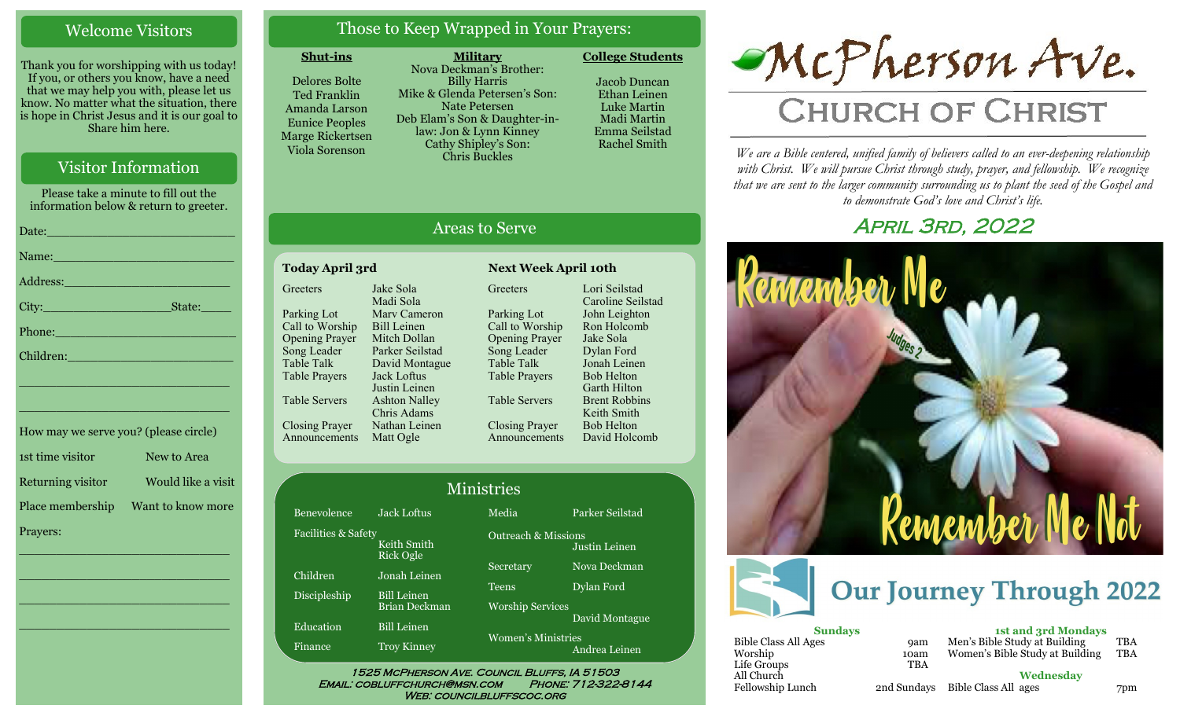## Welcome Visitors

Thank you for worshipping with us today! If you, or others you know, have a need that we may help you with, please let us know. No matter what the situation, there is hope in Christ Jesus and it is our goal to Share him here.

## Visitor Information

Please take a minute to fill out the information below & return to greeter.

Date:_______________________

Name:_______________________

Address:_____________________

City:_________________State:_____

Phone:______________________

Children:____________________

_____________________________

_____________________________

How may we serve you? (please circle)

| | |
|---|---|
| 1st time visitor | New to Area |
| Returning visitor | Would like a visit |
| Place membership | Want to know more |

Prayers:

_____________________________

_____________________________

_____________________________

_____________________________

## Those to Keep Wrapped in Your Prayers:

**Shut-ins**

Delores Bolte
Ted Franklin
Amanda Larson
Eunice Peoples
Marge Rickertsen
Viola Sorenson

**Military**

Nova Deckman's Brother: Billy Harris
Mike & Glenda Petersen's Son: Nate Petersen
Deb Elam's Son & Daughter-in-law: Jon & Lynn Kinney
Cathy Shipley's Son: Chris Buckles

**College Students**

Jacob Duncan
Ethan Leinen
Luke Martin
Madi Martin
Emma Seilstad
Rachel Smith

## Areas to Serve

**Today April 3rd**

| | |
|---|---|
| Greeters | Jake Sola, Madi Sola |
| Parking Lot | Marv Cameron |
| Call to Worship | Bill Leinen |
| Opening Prayer | Mitch Dollan |
| Song Leader | Parker Seilstad |
| Table Talk | David Montague |
| Table Prayers | Jack Loftus, Justin Leinen |
| Table Servers | Ashton Nalley, Chris Adams |
| Closing Prayer | Nathan Leinen |
| Announcements | Matt Ogle |

**Next Week April 10th**

| | |
|---|---|
| Greeters | Lori Seilstad, Caroline Seilstad |
| Parking Lot | John Leighton |
| Call to Worship | Ron Holcomb |
| Opening Prayer | Jake Sola |
| Song Leader | Dylan Ford |
| Table Talk | Jonah Leinen |
| Table Prayers | Bob Helton, Garth Hilton |
| Table Servers | Brent Robbins, Keith Smith |
| Closing Prayer | Bob Helton |
| Announcements | David Holcomb |

## Ministries

| | |
|---|---|
| Benevolence | Jack Loftus |
| Facilities & Safety | Keith Smith, Rick Ogle |
| Children | Jonah Leinen |
| Discipleship | Bill Leinen, Brian Deckman |
| Education | Bill Leinen |
| Finance | Troy Kinney |
| Media | Parker Seilstad |
| Outreach & Missions | Justin Leinen |
| Secretary | Nova Deckman |
| Teens | Dylan Ford |
| Worship Services | David Montague |
| Women's Ministries | Andrea Leinen |

1525 McPherson Ave. Council Bluffs, IA 51503
Email: cobluffchurch@msn.com Phone: 712-322-8144
Web: councilbluffscoc.org

# McPherson Ave. Church of Christ

*We are a Bible centered, unified family of believers called to an ever-deepening relationship with Christ. We will pursue Christ through study, prayer, and fellowship. We recognize that we are sent to the larger community surrounding us to plant the seed of the Gospel and to demonstrate God's love and Christ's life.*

## April 3rd, 2022

Remember Me

Judges 2

Remember Me Not

## Our Journey Through 2022

**Sundays**

| | |
|---|---|
| Bible Class All Ages | 9am |
| Worship | 10am |
| Life Groups | TBA |
| All Church Fellowship Lunch | 2nd Sundays |

**1st and 3rd Mondays**

| | |
|---|---|
| Men's Bible Study at Building | TBA |
| Women's Bible Study at Building | TBA |

**Wednesday**

| | |
|---|---|
| Bible Class All ages | 7pm |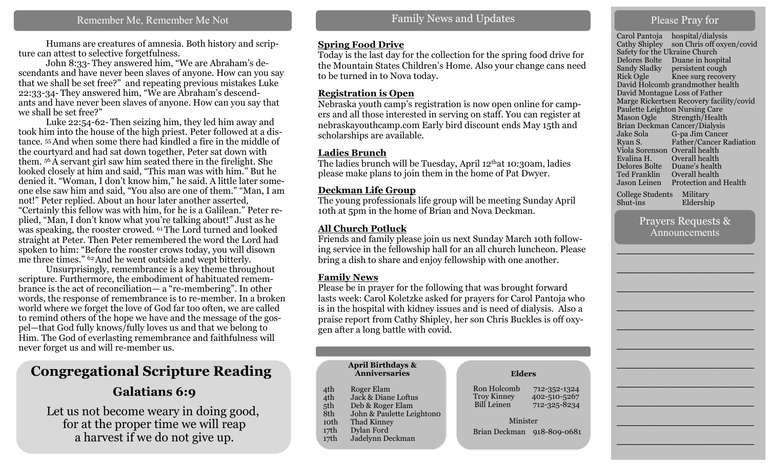## Remember Me, Remember Me Not

Humans are creatures of amnesia. Both history and scripture can attest to selective forgetfulness.

John 8:33- They answered him, "We are Abraham's descendants and have never been slaves of anyone. How can you say that we shall be set free?" and repeating previous mistakes Luke 22:33-34- They answered him, "We are Abraham's descendants and have never been slaves of anyone. How can you say that we shall be set free?"

Luke 22:54-62- Then seizing him, they led him away and took him into the house of the high priest. Peter followed at a distance. 55 And when some there had kindled a fire in the middle of the courtyard and had sat down together, Peter sat down with them. 56 A servant girl saw him seated there in the firelight. She looked closely at him and said, "This man was with him." But he denied it. "Woman, I don't know him," he said. A little later someone else saw him and said, "You also are one of them." "Man, I am not!" Peter replied. About an hour later another asserted, "Certainly this fellow was with him, for he is a Galilean." Peter replied, "Man, I don't know what you're talking about!" Just as he was speaking, the rooster crowed. 61 The Lord turned and looked straight at Peter. Then Peter remembered the word the Lord had spoken to him: "Before the rooster crows today, you will disown me three times." 62 And he went outside and wept bitterly.

Unsurprisingly, remembrance is a key theme throughout scripture. Furthermore, the embodiment of habituated remembrance is the act of reconciliation— a "re-membering". In other words, the response of remembrance is to re-member. In a broken world where we forget the love of God far too often, we are called to remind others of the hope we have and the message of the gospel—that God fully knows/fully loves us and that we belong to Him. The God of everlasting remembrance and faithfulness will never forget us and will re-member us.

## Congregational Scripture Reading

### Galatians 6:9

Let us not become weary in doing good,
for at the proper time we will reap
a harvest if we do not give up.

## Family News and Updates

**Spring Food Drive**

Today is the last day for the collection for the spring food drive for the Mountain States Children's Home. Also your change cans need to be turned in to Nova today.

**Registration is Open**

Nebraska youth camp's registration is now open online for campers and all those interested in serving on staff. You can register at nebraskayouthcamp.com Early bird discount ends May 15th and scholarships are available.

**Ladies Brunch**

The ladies brunch will be Tuesday, April 12th at 10:30am, ladies please make plans to join them in the home of Pat Dwyer.

**Deckman Life Group**

The young professionals life group will be meeting Sunday April 10th at 5pm in the home of Brian and Nova Deckman.

**All Church Potluck**

Friends and family please join us next Sunday March 10th following service in the fellowship hall for an all church luncheon. Please bring a dish to share and enjoy fellowship with one another.

**Family News**

Please be in prayer for the following that was brought forward lasts week: Carol Koletzke asked for prayers for Carol Pantoja who is in the hospital with kidney issues and is need of dialysis. Also a praise report from Cathy Shipley, her son Chris Buckles is off oxygen after a long battle with covid.

### April Birthdays & Anniversaries

| | |
|---|---|
| 4th | Roger Elam |
| 4th | Jack & Diane Loftus |
| 5th | Deb & Roger Elam |
| 8th | John & Paulette Leightono |
| 10th | Thad Kinney |
| 17th | Dylan Ford |
| 17th | Jadelynn Deckman |

### Elders

| | |
|---|---|
| Ron Holcomb | 712-352-1324 |
| Troy Kinney | 402-510-5267 |
| Bill Leinen | 712-325-8234 |

Minister

Brian Deckman 918-809-0681

## Please Pray for

| | |
|---|---|
| Carol Pantoja | hospital/dialysis |
| Cathy Shipley | son Chris off oxyen/covid |
| Safety for the Ukraine Church | |
| Delores Bolte | Duane in hospital |
| Sandy Sladky | persistent cough |
| Rick Ogle | Knee surg recovery |
| David Holcomb | grandmother health |
| David Montague | Loss of Father |
| Marge Rickertsen | Recovery facility/covid |
| Paulette Leighton | Nursing Care |
| Mason Ogle | Strength/Health |
| Brian Deckman | Cancer/Dialysis |
| Jake Sola | G-pa Jim Cancer |
| Ryan S. | Father/Cancer Radiation |
| Viola Sorenson | Overall health |
| Evalina H. | Overall health |
| Delores Bolte | Duane's health |
| Ted Franklin | Overall health |
| Jason Leinen | Protection and Health |
| College Students | Military |
| Shut-ins | Eldership |

## Prayers Requests & Announcements

______________________

______________________

______________________

______________________

______________________

______________________

______________________

______________________

______________________

______________________

______________________